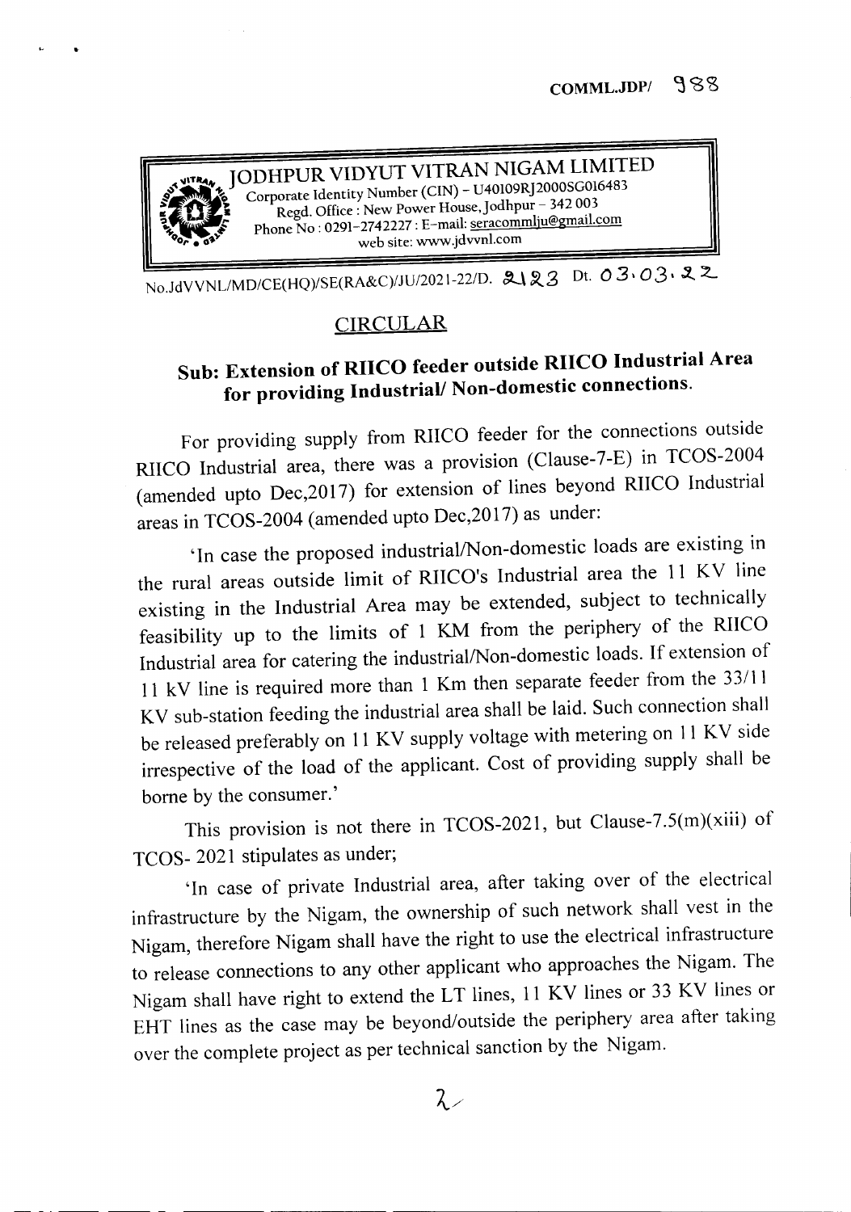COMML.JDP/ 988

**JODHPUR VIDYUT VITRAN NIGAM LIMITED**
Corporate Identity Number (CIN) – U40109RJ2000SG016483
Regd. Office : New Power House, Jodhpur – 342 003
Phone No : 0291-2742227 : E-mail: seracommlju@gmail.com
web site: www.jdvvnl.com

No.JdVVNL/MD/CE(HQ)/SE(RA&C)/JU/2021-22/D. 2123 Dt. 03.03.22

## CIRCULAR

### Sub: Extension of RIICO feeder outside RIICO Industrial Area for providing Industrial/ Non-domestic connections.

For providing supply from RIICO feeder for the connections outside RIICO Industrial area, there was a provision (Clause-7-E) in TCOS-2004 (amended upto Dec,2017) for extension of lines beyond RIICO Industrial areas in TCOS-2004 (amended upto Dec,2017) as under:

'In case the proposed industrial/Non-domestic loads are existing in the rural areas outside limit of RIICO's Industrial area the 11 KV line existing in the Industrial Area may be extended, subject to technically feasibility up to the limits of 1 KM from the periphery of the RIICO Industrial area for catering the industrial/Non-domestic loads. If extension of 11 kV line is required more than 1 Km then separate feeder from the 33/11 KV sub-station feeding the industrial area shall be laid. Such connection shall be released preferably on 11 KV supply voltage with metering on 11 KV side irrespective of the load of the applicant. Cost of providing supply shall be borne by the consumer.'

This provision is not there in TCOS-2021, but Clause-7.5(m)(xiii) of TCOS- 2021 stipulates as under;

'In case of private Industrial area, after taking over of the electrical infrastructure by the Nigam, the ownership of such network shall vest in the Nigam, therefore Nigam shall have the right to use the electrical infrastructure to release connections to any other applicant who approaches the Nigam. The Nigam shall have right to extend the LT lines, 11 KV lines or 33 KV lines or EHT lines as the case may be beyond/outside the periphery area after taking over the complete project as per technical sanction by the Nigam.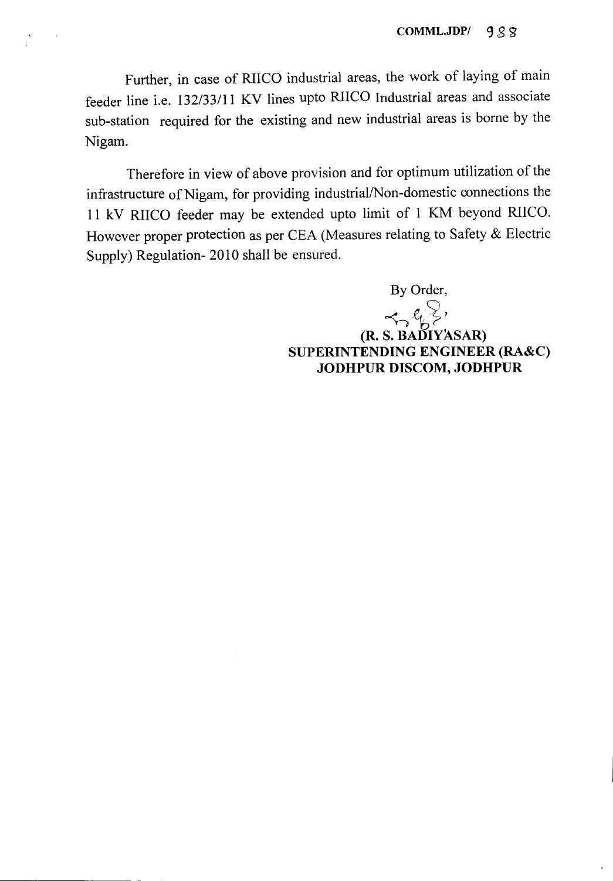COMML.JDP/ 988

Further, in case of RIICO industrial areas, the work of laying of main feeder line i.e. 132/33/11 KV lines upto RIICO Industrial areas and associate sub-station required for the existing and new industrial areas is borne by the Nigam.

Therefore in view of above provision and for optimum utilization of the infrastructure of Nigam, for providing industrial/Non-domestic connections the 11 kV RIICO feeder may be extended upto limit of 1 KM beyond RIICO. However proper protection as per CEA (Measures relating to Safety & Electric Supply) Regulation- 2010 shall be ensured.

By Order,

**(R. S. BADIYASAR)**
**SUPERINTENDING ENGINEER (RA&C)**
**JODHPUR DISCOM, JODHPUR**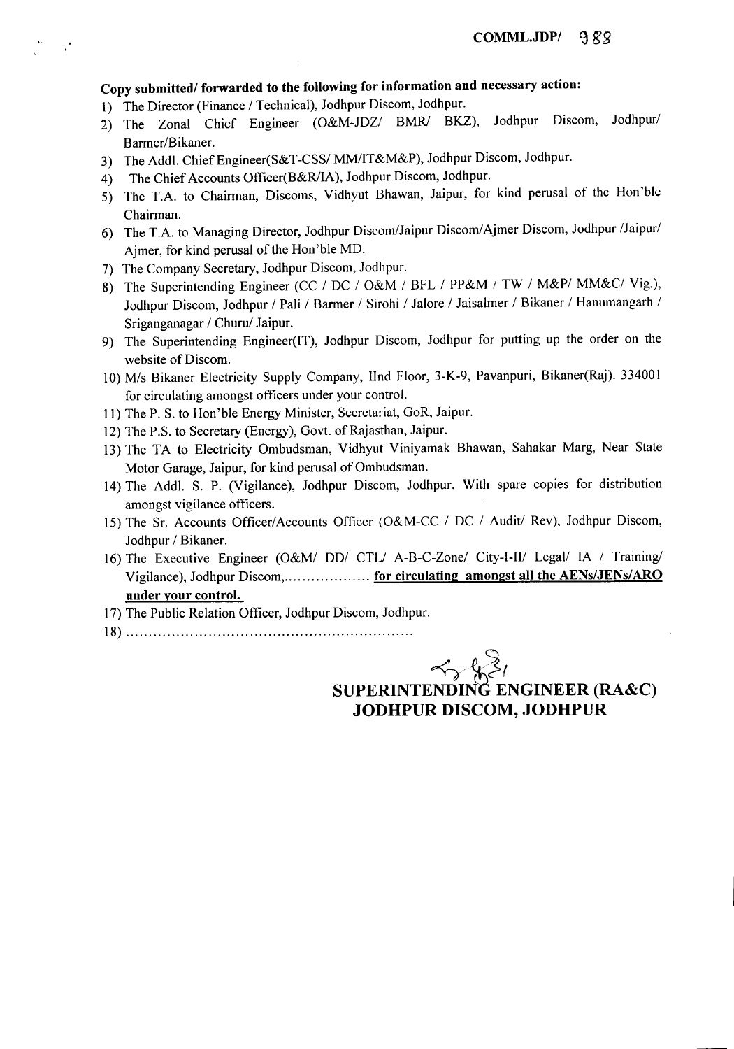COMML.JDP/ 988

**Copy submitted/ forwarded to the following for information and necessary action:**

1) The Director (Finance / Technical), Jodhpur Discom, Jodhpur.
2) The Zonal Chief Engineer (O&M-JDZ/ BMR/ BKZ), Jodhpur Discom, Jodhpur/ Barmer/Bikaner.
3) The Addl. Chief Engineer(S&T-CSS/ MM/IT&M&P), Jodhpur Discom, Jodhpur.
4) The Chief Accounts Officer(B&R/IA), Jodhpur Discom, Jodhpur.
5) The T.A. to Chairman, Discoms, Vidhyut Bhawan, Jaipur, for kind perusal of the Hon'ble Chairman.
6) The T.A. to Managing Director, Jodhpur Discom/Jaipur Discom/Ajmer Discom, Jodhpur /Jaipur/ Ajmer, for kind perusal of the Hon'ble MD.
7) The Company Secretary, Jodhpur Discom, Jodhpur.
8) The Superintending Engineer (CC / DC / O&M / BFL / PP&M / TW / M&P/ MM&C/ Vig.), Jodhpur Discom, Jodhpur / Pali / Barmer / Sirohi / Jalore / Jaisalmer / Bikaner / Hanumangarh / Sriganganagar / Churu/ Jaipur.
9) The Superintending Engineer(IT), Jodhpur Discom, Jodhpur for putting up the order on the website of Discom.
10) M/s Bikaner Electricity Supply Company, IInd Floor, 3-K-9, Pavanpuri, Bikaner(Raj). 334001 for circulating amongst officers under your control.
11) The P. S. to Hon'ble Energy Minister, Secretariat, GoR, Jaipur.
12) The P.S. to Secretary (Energy), Govt. of Rajasthan, Jaipur.
13) The TA to Electricity Ombudsman, Vidhyut Viniyamak Bhawan, Sahakar Marg, Near State Motor Garage, Jaipur, for kind perusal of Ombudsman.
14) The Addl. S. P. (Vigilance), Jodhpur Discom, Jodhpur. With spare copies for distribution amongst vigilance officers.
15) The Sr. Accounts Officer/Accounts Officer (O&M-CC / DC / Audit/ Rev), Jodhpur Discom, Jodhpur / Bikaner.
16) The Executive Engineer (O&M/ DD/ CTL/ A-B-C-Zone/ City-I-II/ Legal/ IA / Training/ Vigilance), Jodhpur Discom,.................. **for circulating amongst all the AENs/JENs/ARO under your control.**
17) The Public Relation Officer, Jodhpur Discom, Jodhpur.
18) ..............................................................

**SUPERINTENDING ENGINEER (RA&C)**
**JODHPUR DISCOM, JODHPUR**